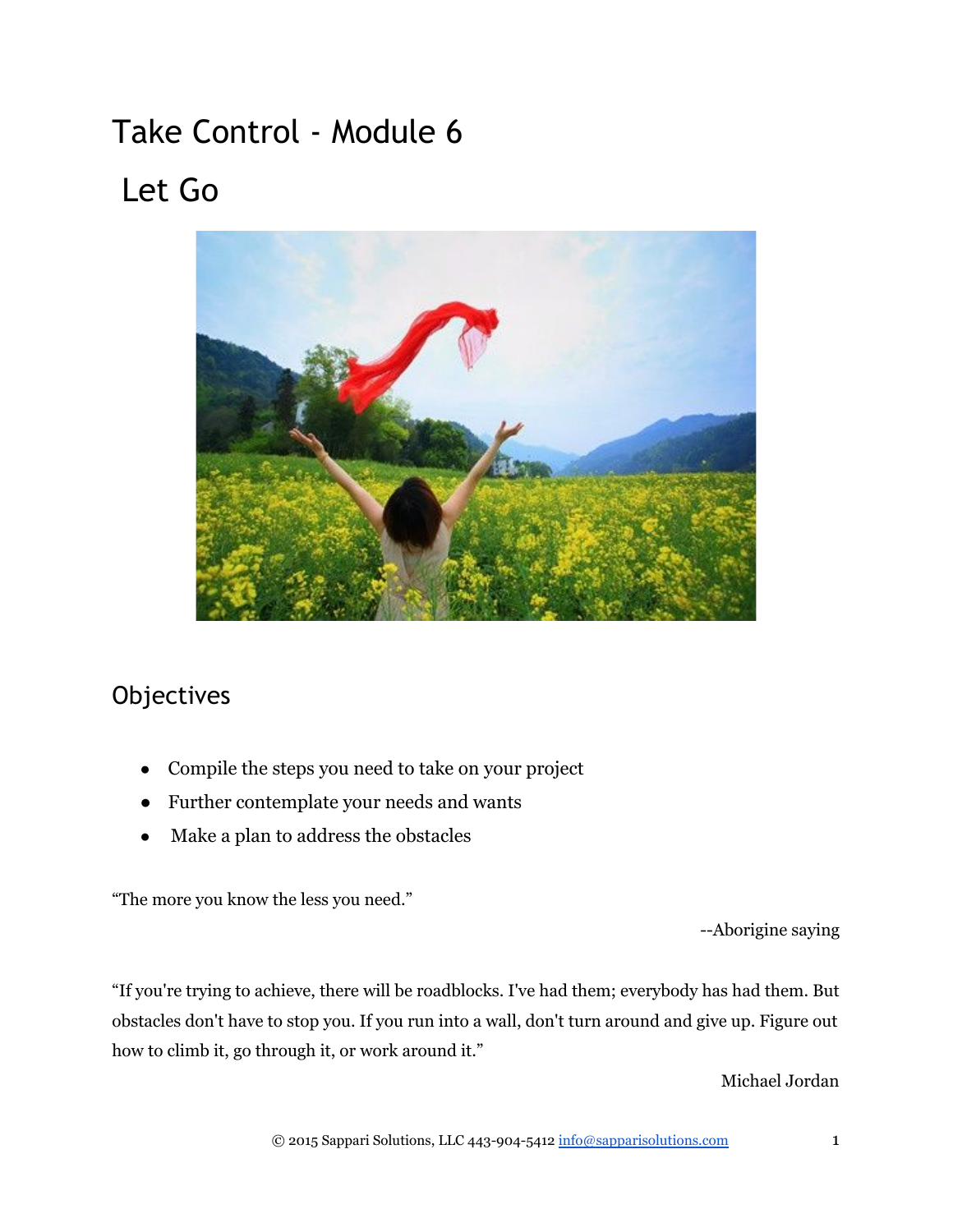# Take Control - Module 6

# Let Go

## Objectives

- Compile the steps you need to take on your project
- Further contemplate your needs and wants
- Make a plan to address the obstacles

"The more you know the less you need."

--Aborigine saying

"If you're trying to achieve, there will be roadblocks. I've had them; everybody has had them. But obstacles don't have to stop you. If you run into a wall, don't turn around and give up. Figure out how to climb it, go through it, or work around it."

Michael Jordan

© 2015 Sappari Solutions, LLC 443-904-5412 info@sapparisolutions.com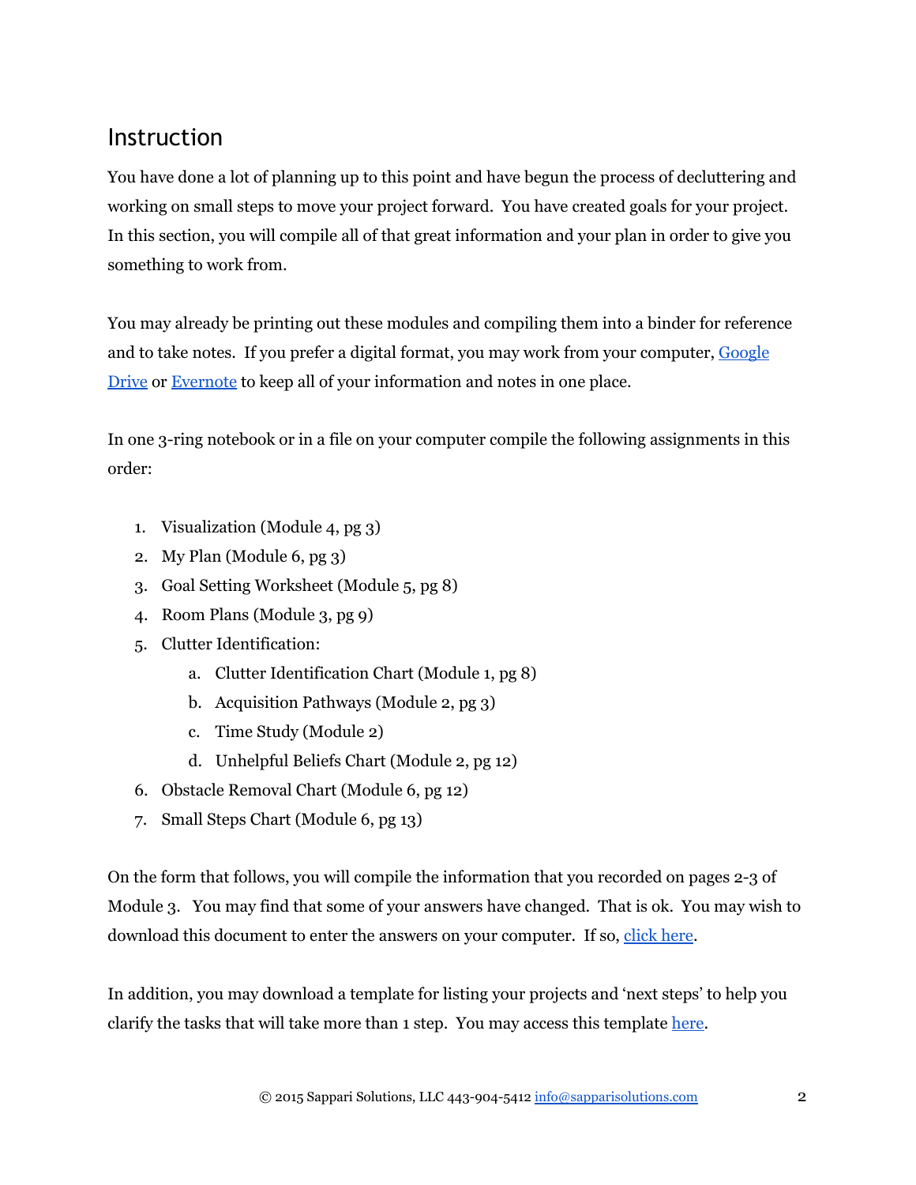## Instruction

You have done a lot of planning up to this point and have begun the process of decluttering and working on small steps to move your project forward. You have created goals for your project. In this section, you will compile all of that great information and your plan in order to give you something to work from.

You may already be printing out these modules and compiling them into a binder for reference and to take notes. If you prefer a digital format, you may work from your computer, Google Drive or Evernote to keep all of your information and notes in one place.

In one 3-ring notebook or in a file on your computer compile the following assignments in this order:

1. Visualization (Module 4, pg 3)
2. My Plan (Module 6, pg 3)
3. Goal Setting Worksheet (Module 5, pg 8)
4. Room Plans (Module 3, pg 9)
5. Clutter Identification:
    a. Clutter Identification Chart (Module 1, pg 8)
    b. Acquisition Pathways (Module 2, pg 3)
    c. Time Study (Module 2)
    d. Unhelpful Beliefs Chart (Module 2, pg 12)
6. Obstacle Removal Chart (Module 6, pg 12)
7. Small Steps Chart (Module 6, pg 13)

On the form that follows, you will compile the information that you recorded on pages 2-3 of Module 3. You may find that some of your answers have changed. That is ok. You may wish to download this document to enter the answers on your computer. If so, click here.

In addition, you may download a template for listing your projects and 'next steps' to help you clarify the tasks that will take more than 1 step. You may access this template here.

© 2015 Sappari Solutions, LLC 443-904-5412 info@sapparisolutions.com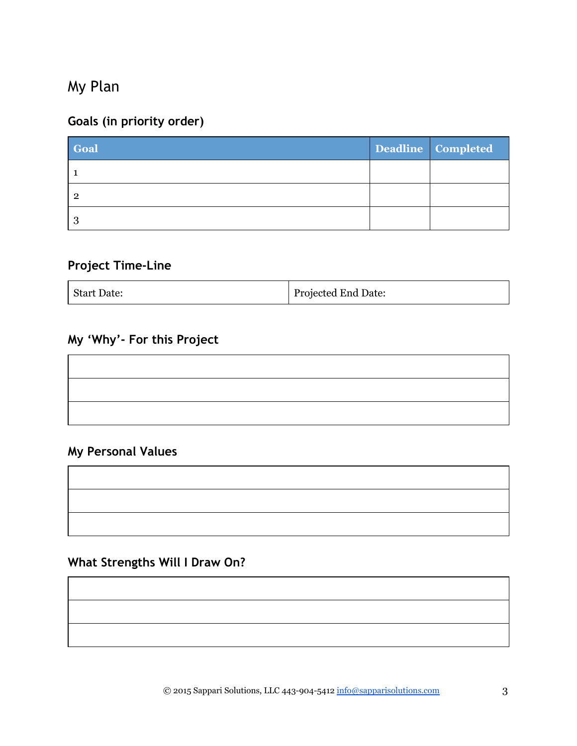# My Plan

## Goals (in priority order)

| Goal | Deadline | Completed |
| --- | --- | --- |
| 1 | | |
| 2 | | |
| 3 | | |

## Project Time-Line

| Start Date: | Projected End Date: |
| --- | --- |

## My 'Why'- For this Project

| |
| --- |
| |
| |
| |

## My Personal Values

| |
| --- |
| |
| |
| |

## What Strengths Will I Draw On?

| |
| --- |
| |
| |
| |

© 2015 Sappari Solutions, LLC 443-904-5412 info@sapparisolutions.com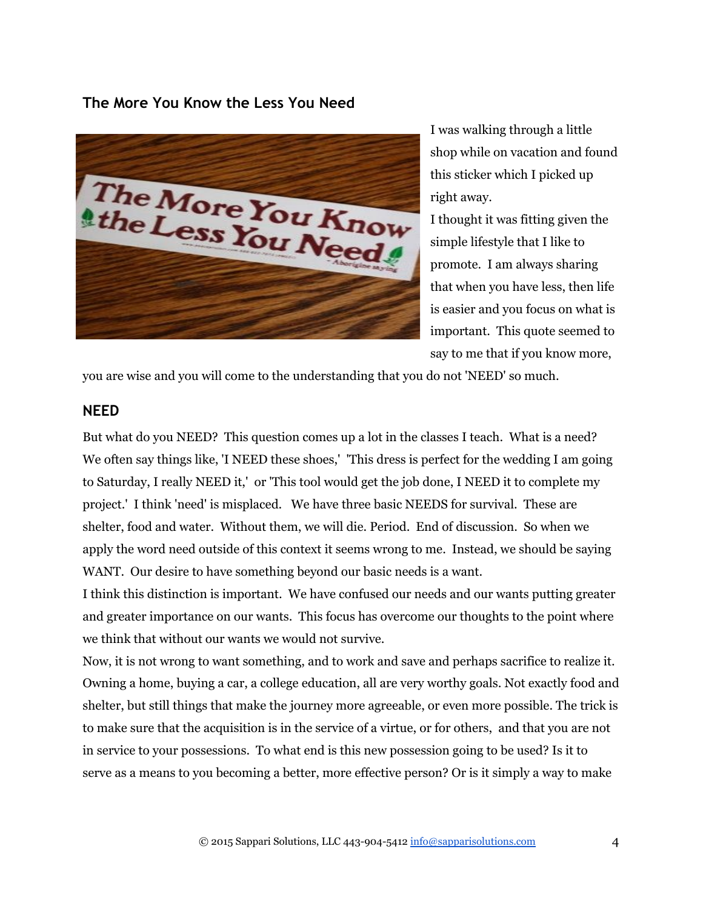## The More You Know the Less You Need

I was walking through a little shop while on vacation and found this sticker which I picked up right away.

I thought it was fitting given the simple lifestyle that I like to promote. I am always sharing that when you have less, then life is easier and you focus on what is important. This quote seemed to say to me that if you know more, you are wise and you will come to the understanding that you do not 'NEED' so much.

## NEED

But what do you NEED? This question comes up a lot in the classes I teach. What is a need? We often say things like, 'I NEED these shoes,' 'This dress is perfect for the wedding I am going to Saturday, I really NEED it,' or 'This tool would get the job done, I NEED it to complete my project.' I think 'need' is misplaced. We have three basic NEEDS for survival. These are shelter, food and water. Without them, we will die. Period. End of discussion. So when we apply the word need outside of this context it seems wrong to me. Instead, we should be saying WANT. Our desire to have something beyond our basic needs is a want.

I think this distinction is important. We have confused our needs and our wants putting greater and greater importance on our wants. This focus has overcome our thoughts to the point where we think that without our wants we would not survive.

Now, it is not wrong to want something, and to work and save and perhaps sacrifice to realize it. Owning a home, buying a car, a college education, all are very worthy goals. Not exactly food and shelter, but still things that make the journey more agreeable, or even more possible. The trick is to make sure that the acquisition is in the service of a virtue, or for others, and that you are not in service to your possessions. To what end is this new possession going to be used? Is it to serve as a means to you becoming a better, more effective person? Or is it simply a way to make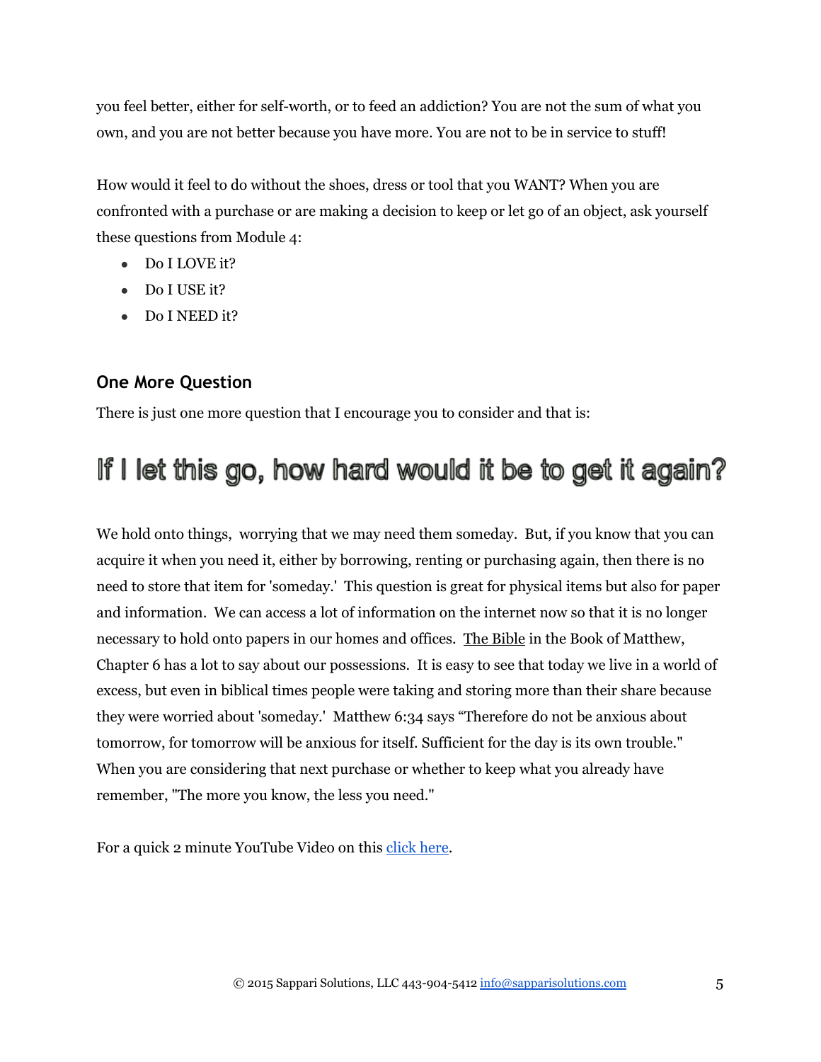you feel better, either for self-worth, or to feed an addiction? You are not the sum of what you own, and you are not better because you have more. You are not to be in service to stuff!

How would it feel to do without the shoes, dress or tool that you WANT? When you are confronted with a purchase or are making a decision to keep or let go of an object, ask yourself these questions from Module 4:

- Do I LOVE it?
- Do I USE it?
- Do I NEED it?

### One More Question

There is just one more question that I encourage you to consider and that is:

## If I let this go, how hard would it be to get it again?

We hold onto things, worrying that we may need them someday. But, if you know that you can acquire it when you need it, either by borrowing, renting or purchasing again, then there is no need to store that item for 'someday.' This question is great for physical items but also for paper and information. We can access a lot of information on the internet now so that it is no longer necessary to hold onto papers in our homes and offices. The Bible in the Book of Matthew, Chapter 6 has a lot to say about our possessions. It is easy to see that today we live in a world of excess, but even in biblical times people were taking and storing more than their share because they were worried about 'someday.' Matthew 6:34 says "Therefore do not be anxious about tomorrow, for tomorrow will be anxious for itself. Sufficient for the day is its own trouble." When you are considering that next purchase or whether to keep what you already have remember, "The more you know, the less you need."

For a quick 2 minute YouTube Video on this click here.

© 2015 Sappari Solutions, LLC 443-904-5412 info@sapparisolutions.com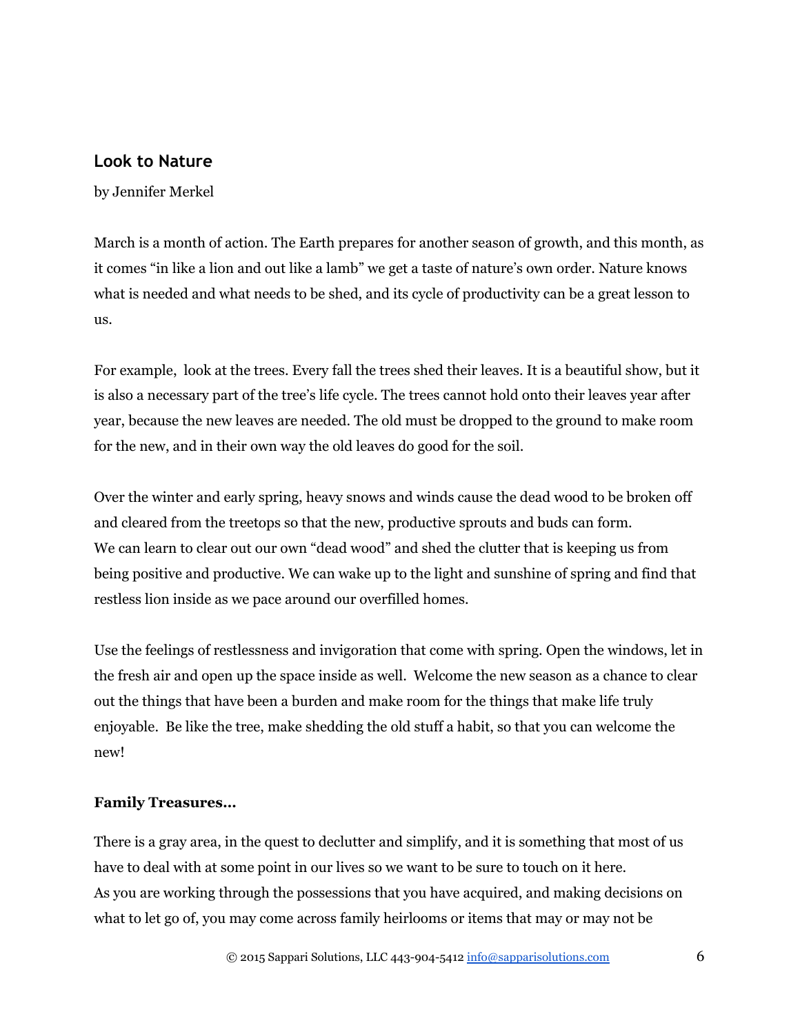## Look to Nature

by Jennifer Merkel

March is a month of action. The Earth prepares for another season of growth, and this month, as it comes "in like a lion and out like a lamb" we get a taste of nature's own order. Nature knows what is needed and what needs to be shed, and its cycle of productivity can be a great lesson to us.

For example, look at the trees. Every fall the trees shed their leaves. It is a beautiful show, but it is also a necessary part of the tree's life cycle. The trees cannot hold onto their leaves year after year, because the new leaves are needed. The old must be dropped to the ground to make room for the new, and in their own way the old leaves do good for the soil.

Over the winter and early spring, heavy snows and winds cause the dead wood to be broken off and cleared from the treetops so that the new, productive sprouts and buds can form.
We can learn to clear out our own "dead wood" and shed the clutter that is keeping us from being positive and productive. We can wake up to the light and sunshine of spring and find that restless lion inside as we pace around our overfilled homes.

Use the feelings of restlessness and invigoration that come with spring. Open the windows, let in the fresh air and open up the space inside as well. Welcome the new season as a chance to clear out the things that have been a burden and make room for the things that make life truly enjoyable. Be like the tree, make shedding the old stuff a habit, so that you can welcome the new!

**Family Treasures…**

There is a gray area, in the quest to declutter and simplify, and it is something that most of us have to deal with at some point in our lives so we want to be sure to touch on it here.
As you are working through the possessions that you have acquired, and making decisions on what to let go of, you may come across family heirlooms or items that may or may not be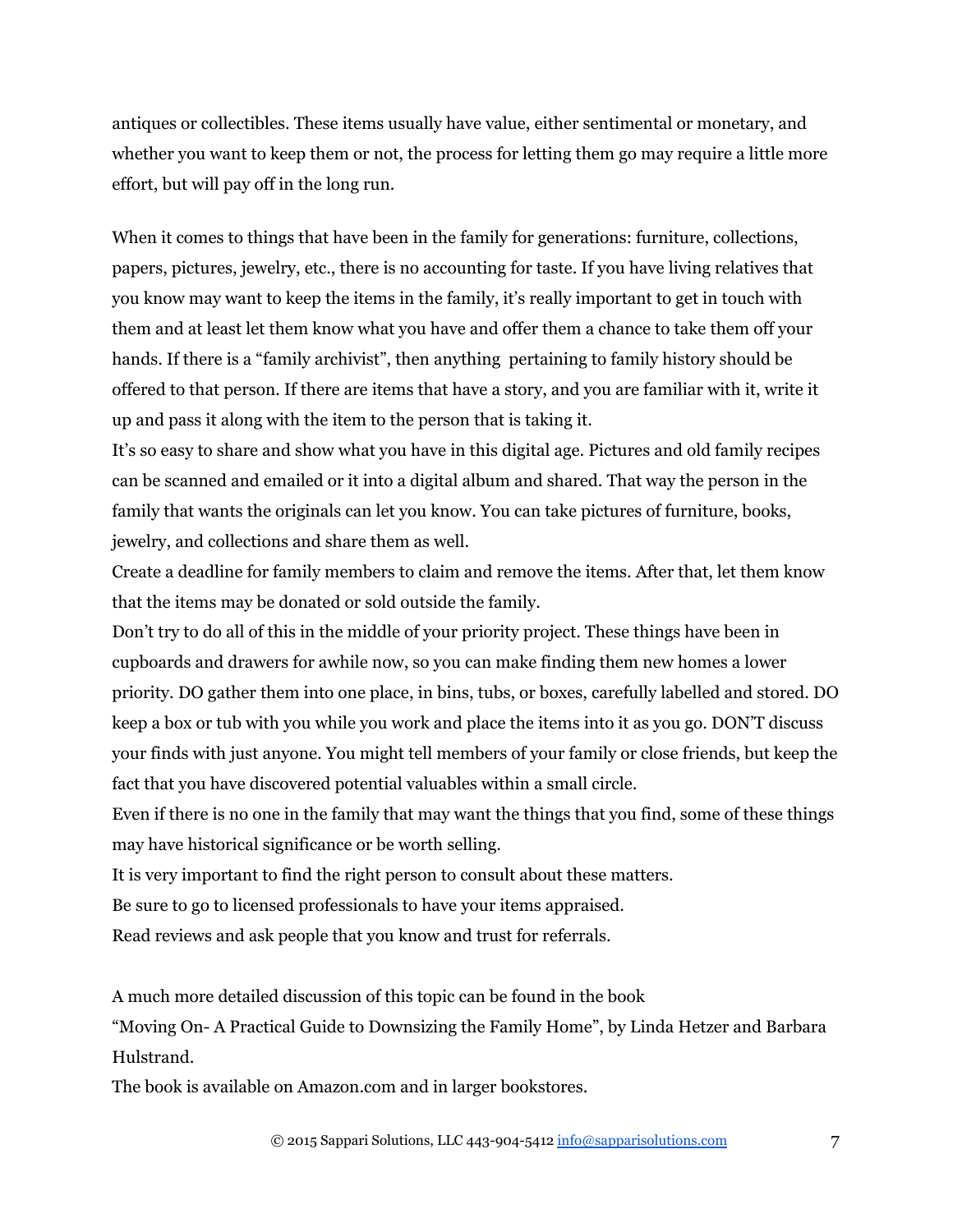antiques or collectibles. These items usually have value, either sentimental or monetary, and whether you want to keep them or not, the process for letting them go may require a little more effort, but will pay off in the long run.

When it comes to things that have been in the family for generations: furniture, collections, papers, pictures, jewelry, etc., there is no accounting for taste. If you have living relatives that you know may want to keep the items in the family, it's really important to get in touch with them and at least let them know what you have and offer them a chance to take them off your hands. If there is a "family archivist", then anything pertaining to family history should be offered to that person. If there are items that have a story, and you are familiar with it, write it up and pass it along with the item to the person that is taking it.

It's so easy to share and show what you have in this digital age. Pictures and old family recipes can be scanned and emailed or it into a digital album and shared. That way the person in the family that wants the originals can let you know. You can take pictures of furniture, books, jewelry, and collections and share them as well.

Create a deadline for family members to claim and remove the items. After that, let them know that the items may be donated or sold outside the family.

Don't try to do all of this in the middle of your priority project. These things have been in cupboards and drawers for awhile now, so you can make finding them new homes a lower priority. DO gather them into one place, in bins, tubs, or boxes, carefully labelled and stored. DO keep a box or tub with you while you work and place the items into it as you go. DON'T discuss your finds with just anyone. You might tell members of your family or close friends, but keep the fact that you have discovered potential valuables within a small circle.

Even if there is no one in the family that may want the things that you find, some of these things may have historical significance or be worth selling.

It is very important to find the right person to consult about these matters.

Be sure to go to licensed professionals to have your items appraised.

Read reviews and ask people that you know and trust for referrals.

A much more detailed discussion of this topic can be found in the book "Moving On- A Practical Guide to Downsizing the Family Home", by Linda Hetzer and Barbara Hulstrand.

The book is available on Amazon.com and in larger bookstores.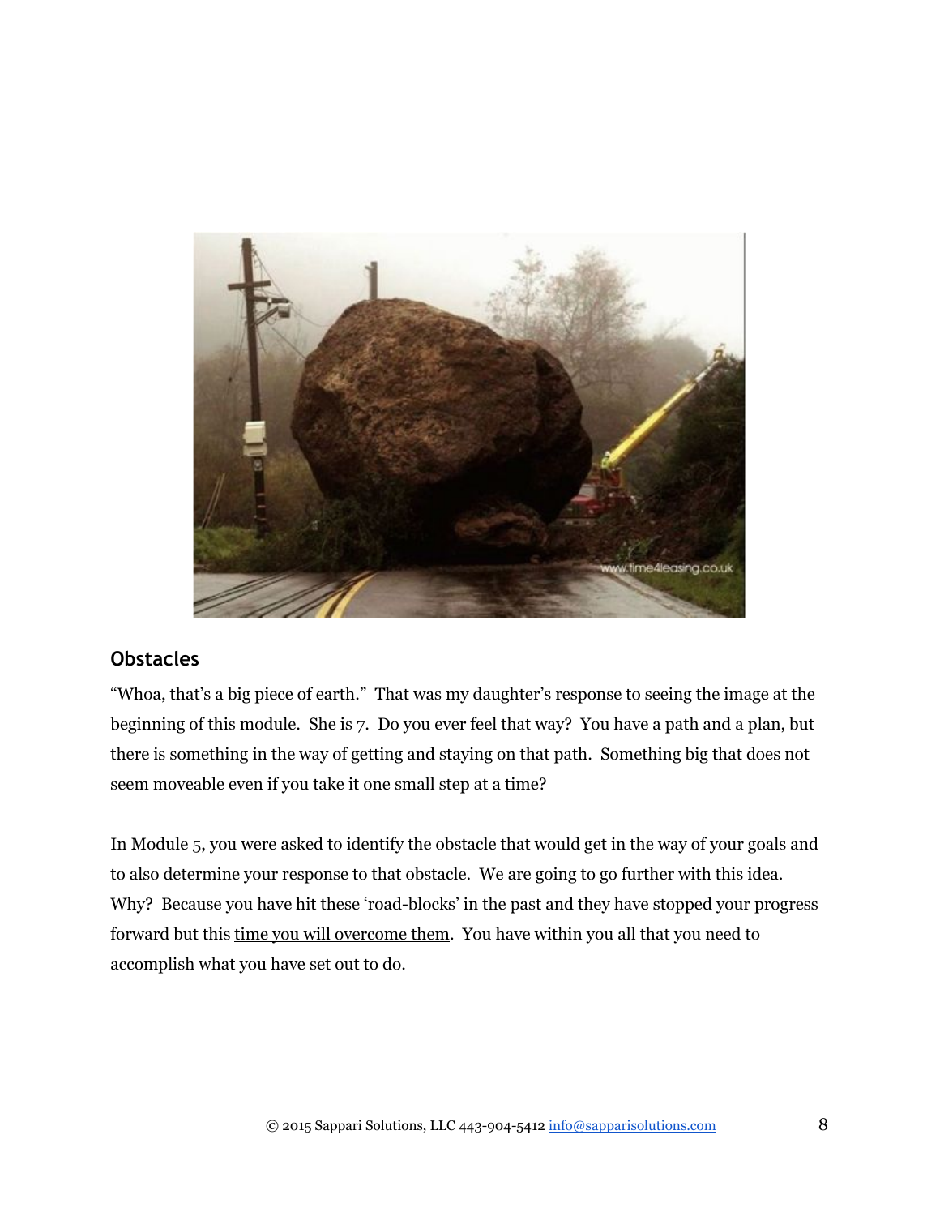## Obstacles

"Whoa, that's a big piece of earth." That was my daughter's response to seeing the image at the beginning of this module. She is 7. Do you ever feel that way? You have a path and a plan, but there is something in the way of getting and staying on that path. Something big that does not seem moveable even if you take it one small step at a time?

In Module 5, you were asked to identify the obstacle that would get in the way of your goals and to also determine your response to that obstacle. We are going to go further with this idea. Why? Because you have hit these 'road-blocks' in the past and they have stopped your progress forward but this <u>time you will overcome them</u>. You have within you all that you need to accomplish what you have set out to do.

© 2015 Sappari Solutions, LLC 443-904-5412 info@sapparisolutions.com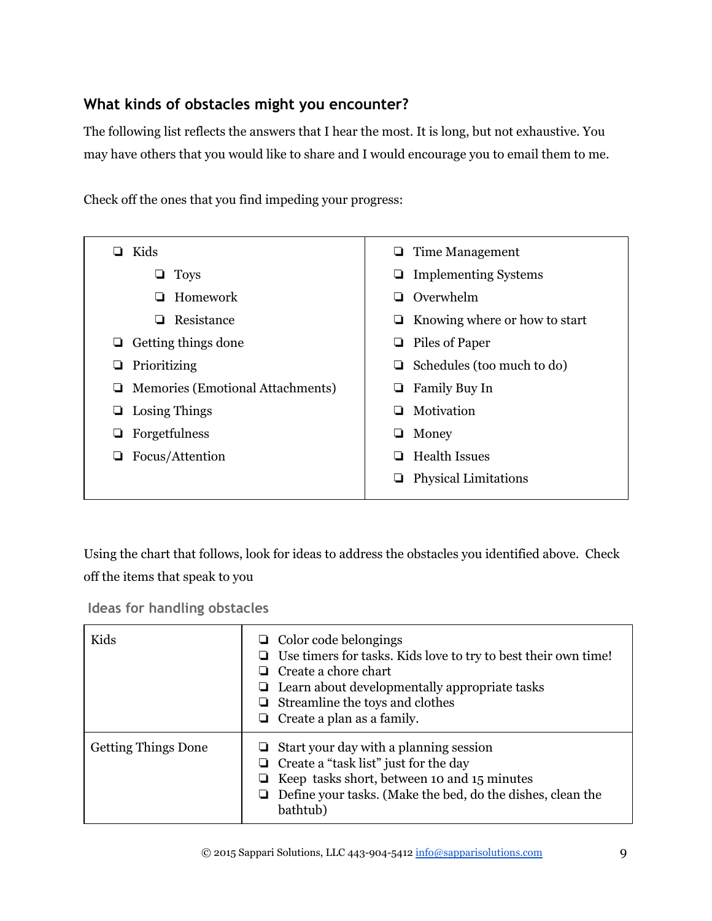### What kinds of obstacles might you encounter?

The following list reflects the answers that I hear the most. It is long, but not exhaustive. You may have others that you would like to share and I would encourage you to email them to me.

Check off the ones that you find impeding your progress:

- ❏ Kids
  - ❏ Toys
  - ❏ Homework
  - ❏ Resistance
- ❏ Getting things done
- ❏ Prioritizing
- ❏ Memories (Emotional Attachments)
- ❏ Losing Things
- ❏ Forgetfulness
- ❏ Focus/Attention
- ❏ Time Management
- ❏ Implementing Systems
- ❏ Overwhelm
- ❏ Knowing where or how to start
- ❏ Piles of Paper
- ❏ Schedules (too much to do)
- ❏ Family Buy In
- ❏ Motivation
- ❏ Money
- ❏ Health Issues
- ❏ Physical Limitations

Using the chart that follows, look for ideas to address the obstacles you identified above. Check off the items that speak to you

#### Ideas for handling obstacles

| | |
|---|---|
| Kids | ❏ Color code belongings<br>❏ Use timers for tasks. Kids love to try to best their own time!<br>❏ Create a chore chart<br>❏ Learn about developmentally appropriate tasks<br>❏ Streamline the toys and clothes<br>❏ Create a plan as a family. |
| Getting Things Done | ❏ Start your day with a planning session<br>❏ Create a "task list" just for the day<br>❏ Keep tasks short, between 10 and 15 minutes<br>❏ Define your tasks. (Make the bed, do the dishes, clean the bathtub) |

© 2015 Sappari Solutions, LLC 443-904-5412 info@sapparisolutions.com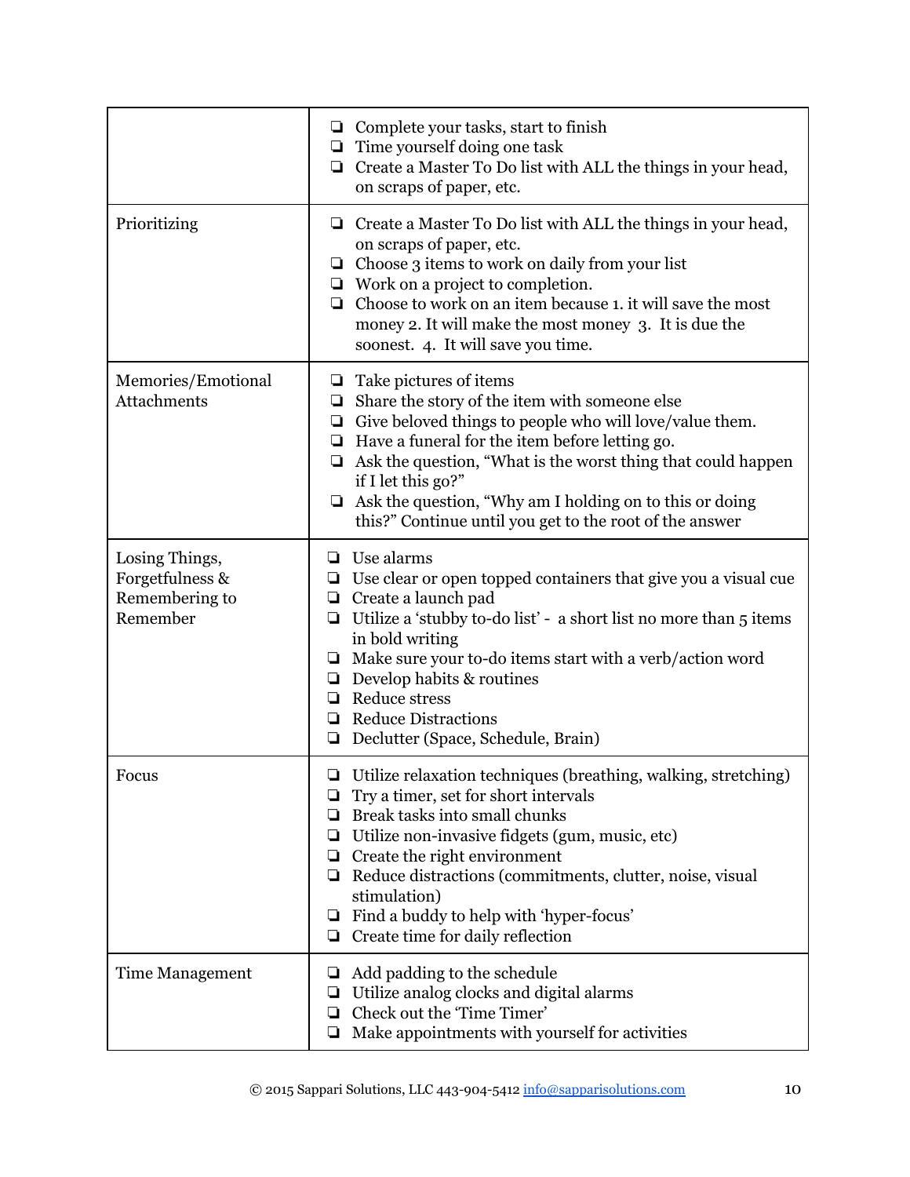| | |
|---|---|
| | ❏ Complete your tasks, start to finish<br>❏ Time yourself doing one task<br>❏ Create a Master To Do list with ALL the things in your head, on scraps of paper, etc. |
| Prioritizing | ❏ Create a Master To Do list with ALL the things in your head, on scraps of paper, etc.<br>❏ Choose 3 items to work on daily from your list<br>❏ Work on a project to completion.<br>❏ Choose to work on an item because 1. it will save the most money 2. It will make the most money 3. It is due the soonest. 4. It will save you time. |
| Memories/Emotional Attachments | ❏ Take pictures of items<br>❏ Share the story of the item with someone else<br>❏ Give beloved things to people who will love/value them.<br>❏ Have a funeral for the item before letting go.<br>❏ Ask the question, "What is the worst thing that could happen if I let this go?"<br>❏ Ask the question, "Why am I holding on to this or doing this?" Continue until you get to the root of the answer |
| Losing Things, Forgetfulness & Remembering to Remember | ❏ Use alarms<br>❏ Use clear or open topped containers that give you a visual cue<br>❏ Create a launch pad<br>❏ Utilize a 'stubby to-do list' - a short list no more than 5 items in bold writing<br>❏ Make sure your to-do items start with a verb/action word<br>❏ Develop habits & routines<br>❏ Reduce stress<br>❏ Reduce Distractions<br>❏ Declutter (Space, Schedule, Brain) |
| Focus | ❏ Utilize relaxation techniques (breathing, walking, stretching)<br>❏ Try a timer, set for short intervals<br>❏ Break tasks into small chunks<br>❏ Utilize non-invasive fidgets (gum, music, etc)<br>❏ Create the right environment<br>❏ Reduce distractions (commitments, clutter, noise, visual stimulation)<br>❏ Find a buddy to help with 'hyper-focus'<br>❏ Create time for daily reflection |
| Time Management | ❏ Add padding to the schedule<br>❏ Utilize analog clocks and digital alarms<br>❏ Check out the 'Time Timer'<br>❏ Make appointments with yourself for activities |

© 2015 Sappari Solutions, LLC 443-904-5412 info@sapparisolutions.com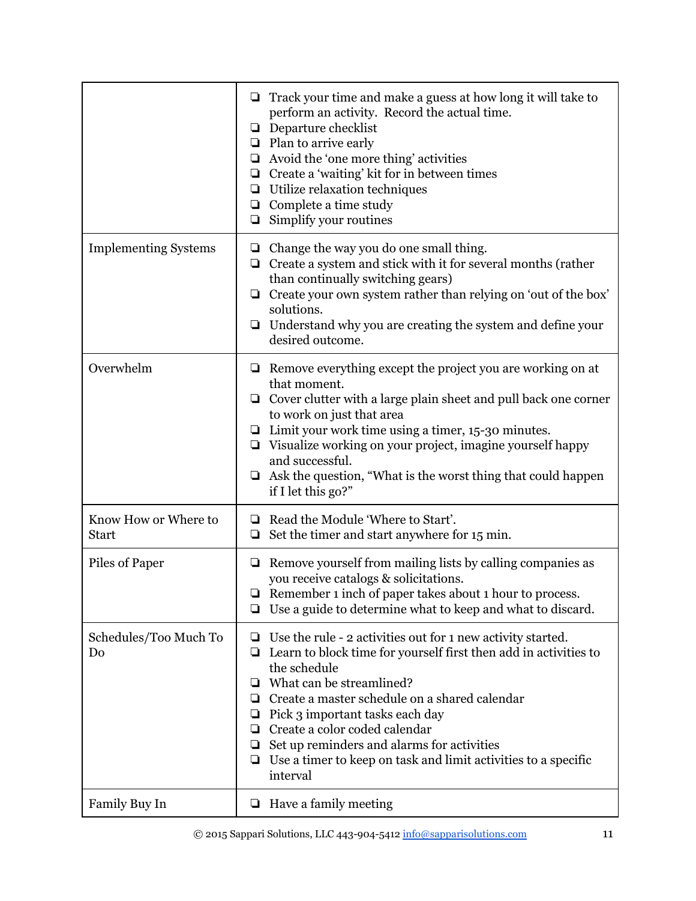| | |
|---|---|
| | ❏ Track your time and make a guess at how long it will take to perform an activity. Record the actual time.<br>❏ Departure checklist<br>❏ Plan to arrive early<br>❏ Avoid the 'one more thing' activities<br>❏ Create a 'waiting' kit for in between times<br>❏ Utilize relaxation techniques<br>❏ Complete a time study<br>❏ Simplify your routines |
| Implementing Systems | ❏ Change the way you do one small thing.<br>❏ Create a system and stick with it for several months (rather than continually switching gears)<br>❏ Create your own system rather than relying on 'out of the box' solutions.<br>❏ Understand why you are creating the system and define your desired outcome. |
| Overwhelm | ❏ Remove everything except the project you are working on at that moment.<br>❏ Cover clutter with a large plain sheet and pull back one corner to work on just that area<br>❏ Limit your work time using a timer, 15-30 minutes.<br>❏ Visualize working on your project, imagine yourself happy and successful.<br>❏ Ask the question, "What is the worst thing that could happen if I let this go?" |
| Know How or Where to Start | ❏ Read the Module 'Where to Start'.<br>❏ Set the timer and start anywhere for 15 min. |
| Piles of Paper | ❏ Remove yourself from mailing lists by calling companies as you receive catalogs & solicitations.<br>❏ Remember 1 inch of paper takes about 1 hour to process.<br>❏ Use a guide to determine what to keep and what to discard. |
| Schedules/Too Much To Do | ❏ Use the rule - 2 activities out for 1 new activity started.<br>❏ Learn to block time for yourself first then add in activities to the schedule<br>❏ What can be streamlined?<br>❏ Create a master schedule on a shared calendar<br>❏ Pick 3 important tasks each day<br>❏ Create a color coded calendar<br>❏ Set up reminders and alarms for activities<br>❏ Use a timer to keep on task and limit activities to a specific interval |
| Family Buy In | ❏ Have a family meeting |

© 2015 Sappari Solutions, LLC 443-904-5412 info@sapparisolutions.com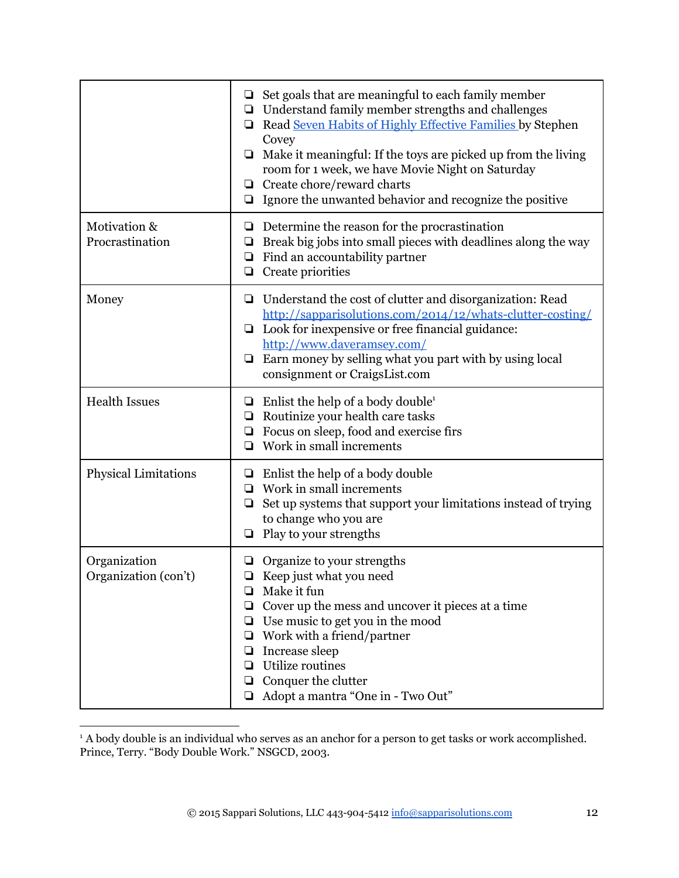| | |
|---|---|
| | ❏ Set goals that are meaningful to each family member<br>❏ Understand family member strengths and challenges<br>❏ Read [Seven Habits of Highly Effective Families](#) by Stephen Covey<br>❏ Make it meaningful: If the toys are picked up from the living room for 1 week, we have Movie Night on Saturday<br>❏ Create chore/reward charts<br>❏ Ignore the unwanted behavior and recognize the positive |
| Motivation & Procrastination | ❏ Determine the reason for the procrastination<br>❏ Break big jobs into small pieces with deadlines along the way<br>❏ Find an accountability partner<br>❏ Create priorities |
| Money | ❏ Understand the cost of clutter and disorganization: Read [http://sapparisolutions.com/2014/12/whats-clutter-costing/](http://sapparisolutions.com/2014/12/whats-clutter-costing/)<br>❏ Look for inexpensive or free financial guidance: [http://www.daveramsey.com/](http://www.daveramsey.com/)<br>❏ Earn money by selling what you part with by using local consignment or CraigsList.com |
| Health Issues | ❏ Enlist the help of a body double[1]<br>❏ Routinize your health care tasks<br>❏ Focus on sleep, food and exercise firs<br>❏ Work in small increments |
| Physical Limitations | ❏ Enlist the help of a body double<br>❏ Work in small increments<br>❏ Set up systems that support your limitations instead of trying to change who you are<br>❏ Play to your strengths |
| Organization<br>Organization (con't) | ❏ Organize to your strengths<br>❏ Keep just what you need<br>❏ Make it fun<br>❏ Cover up the mess and uncover it pieces at a time<br>❏ Use music to get you in the mood<br>❏ Work with a friend/partner<br>❏ Increase sleep<br>❏ Utilize routines<br>❏ Conquer the clutter<br>❏ Adopt a mantra "One in - Two Out" |

[1] A body double is an individual who serves as an anchor for a person to get tasks or work accomplished. Prince, Terry. "Body Double Work." NSGCD, 2003.

© 2015 Sappari Solutions, LLC 443-904-5412 [info@sapparisolutions.com](mailto:info@sapparisolutions.com)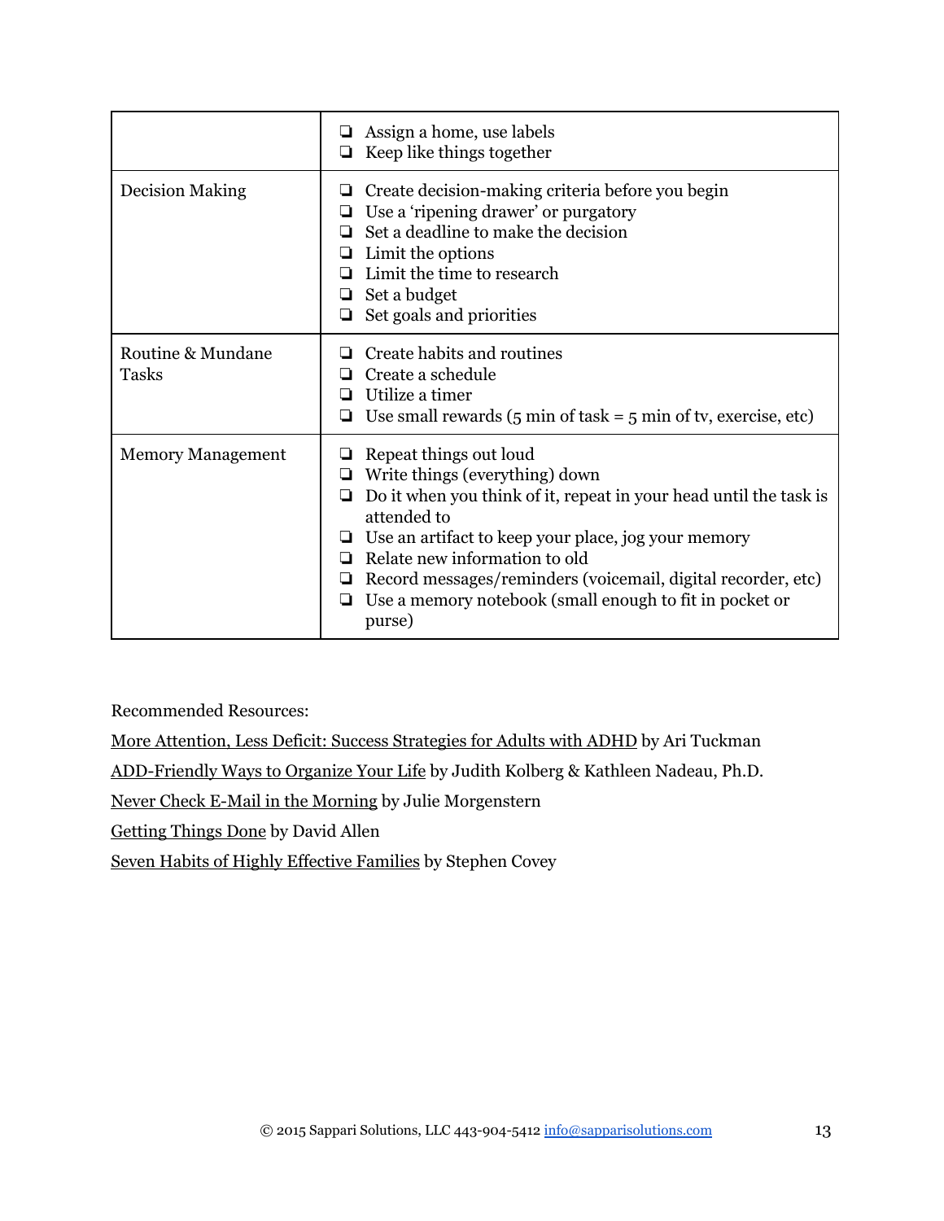| | |
|---|---|
| | ❏ Assign a home, use labels<br>❏ Keep like things together |
| Decision Making | ❏ Create decision-making criteria before you begin<br>❏ Use a 'ripening drawer' or purgatory<br>❏ Set a deadline to make the decision<br>❏ Limit the options<br>❏ Limit the time to research<br>❏ Set a budget<br>❏ Set goals and priorities |
| Routine & Mundane Tasks | ❏ Create habits and routines<br>❏ Create a schedule<br>❏ Utilize a timer<br>❏ Use small rewards (5 min of task = 5 min of tv, exercise, etc) |
| Memory Management | ❏ Repeat things out loud<br>❏ Write things (everything) down<br>❏ Do it when you think of it, repeat in your head until the task is attended to<br>❏ Use an artifact to keep your place, jog your memory<br>❏ Relate new information to old<br>❏ Record messages/reminders (voicemail, digital recorder, etc)<br>❏ Use a memory notebook (small enough to fit in pocket or purse) |

Recommended Resources:

<u>More Attention, Less Deficit: Success Strategies for Adults with ADHD</u> by Ari Tuckman

<u>ADD-Friendly Ways to Organize Your Life</u> by Judith Kolberg & Kathleen Nadeau, Ph.D.

<u>Never Check E-Mail in the Morning</u> by Julie Morgenstern

<u>Getting Things Done</u> by David Allen

<u>Seven Habits of Highly Effective Families</u> by Stephen Covey

© 2015 Sappari Solutions, LLC 443-904-5412 info@sapparisolutions.com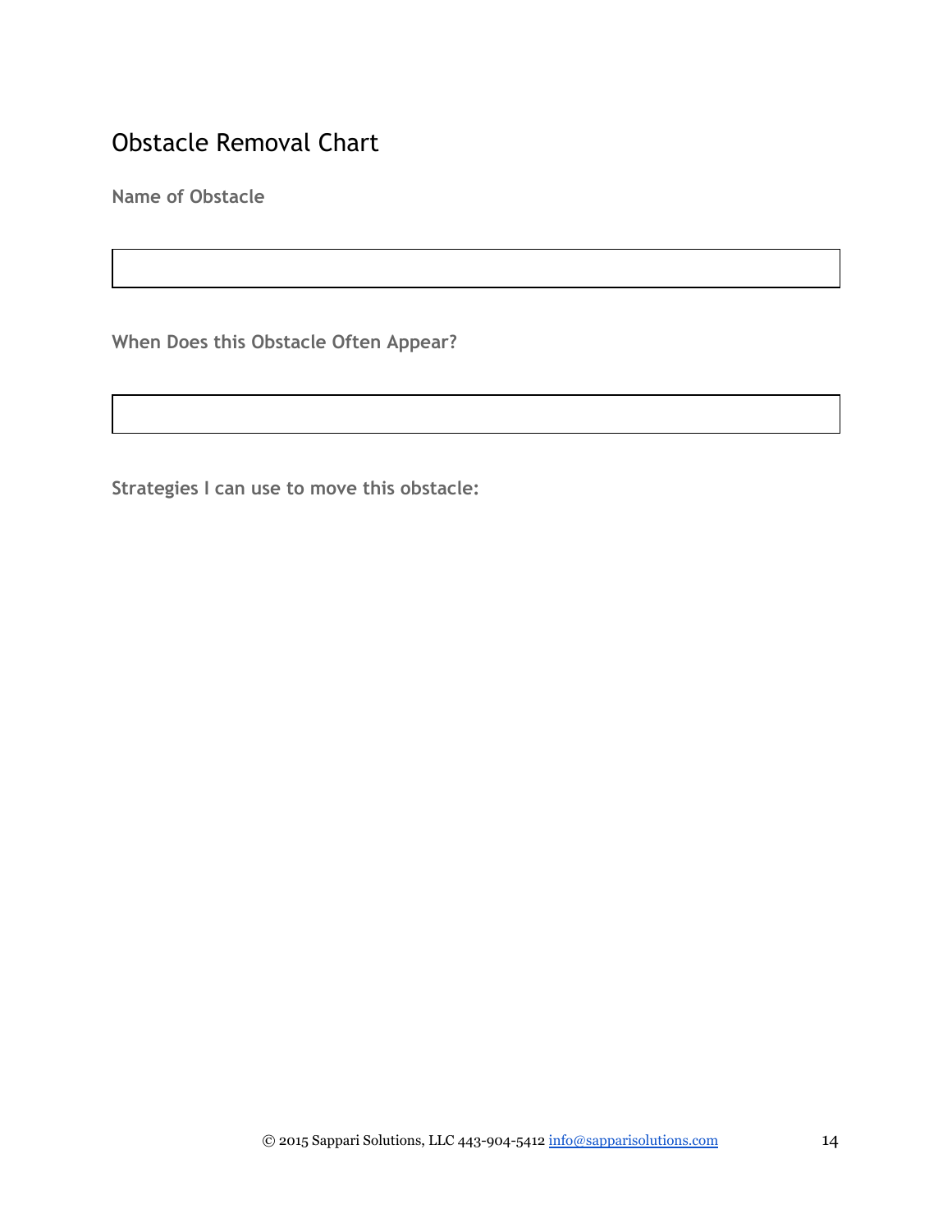# Obstacle Removal Chart

**Name of Obstacle**

|   |
|---|
|   |

**When Does this Obstacle Often Appear?**

|   |
|---|
|   |

**Strategies I can use to move this obstacle:**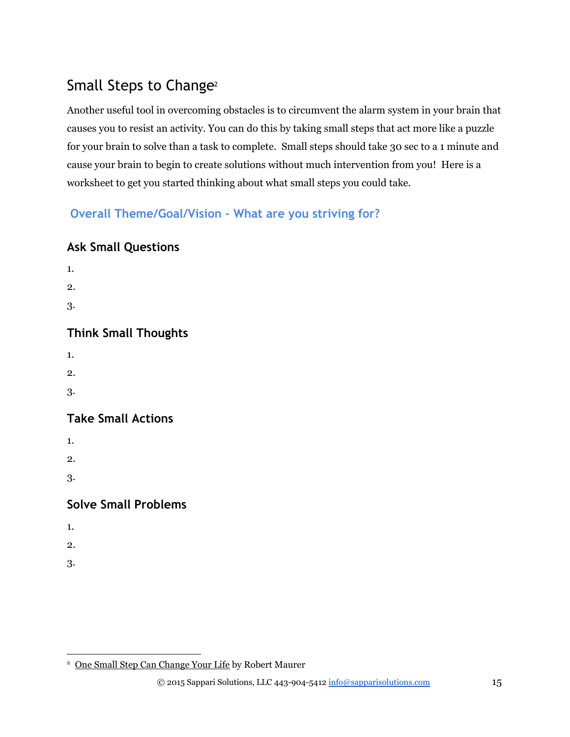## Small Steps to Change[2]

Another useful tool in overcoming obstacles is to circumvent the alarm system in your brain that causes you to resist an activity. You can do this by taking small steps that act more like a puzzle for your brain to solve than a task to complete. Small steps should take 30 sec to a 1 minute and cause your brain to begin to create solutions without much intervention from you! Here is a worksheet to get you started thinking about what small steps you could take.

### Overall Theme/Goal/Vision – What are you striving for?

### Ask Small Questions

1. 
2. 
3. 

### Think Small Thoughts

1. 
2. 
3. 

### Take Small Actions

1. 
2. 
3. 

### Solve Small Problems

1. 
2. 
3. 

[2] One Small Step Can Change Your Life by Robert Maurer

© 2015 Sappari Solutions, LLC 443-904-5412 info@sapparisolutions.com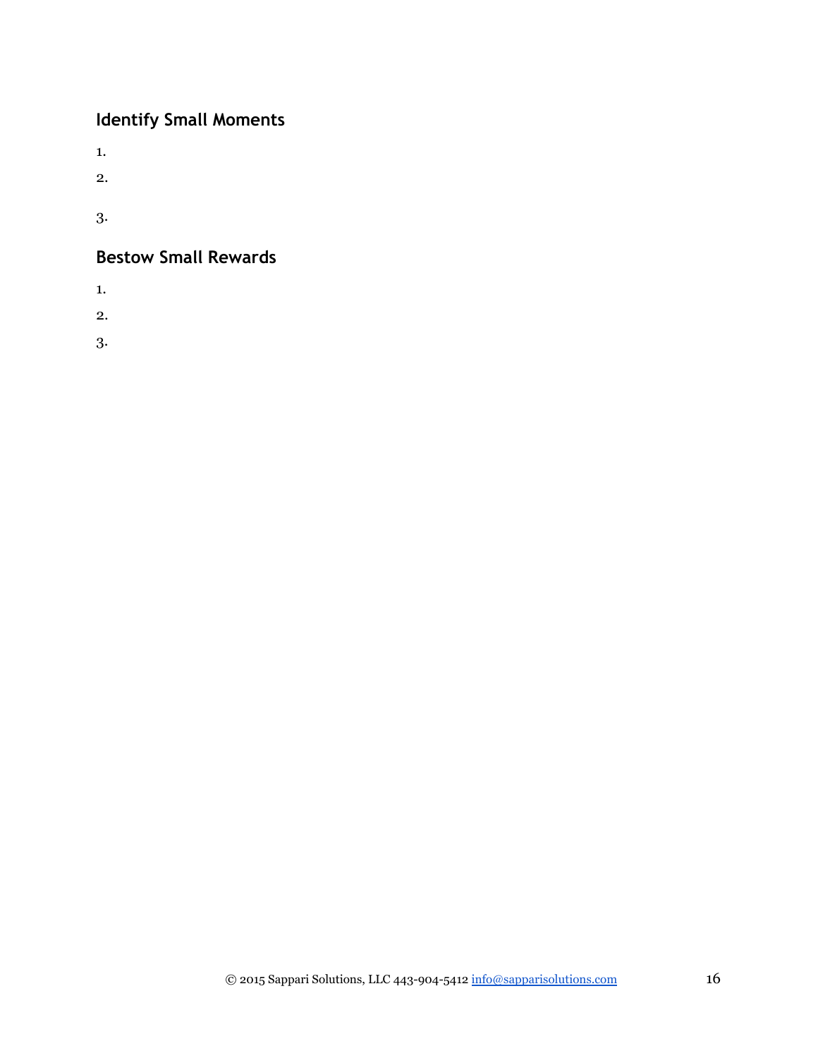## Identify Small Moments

1.
2.
3.

## Bestow Small Rewards

1.
2.
3.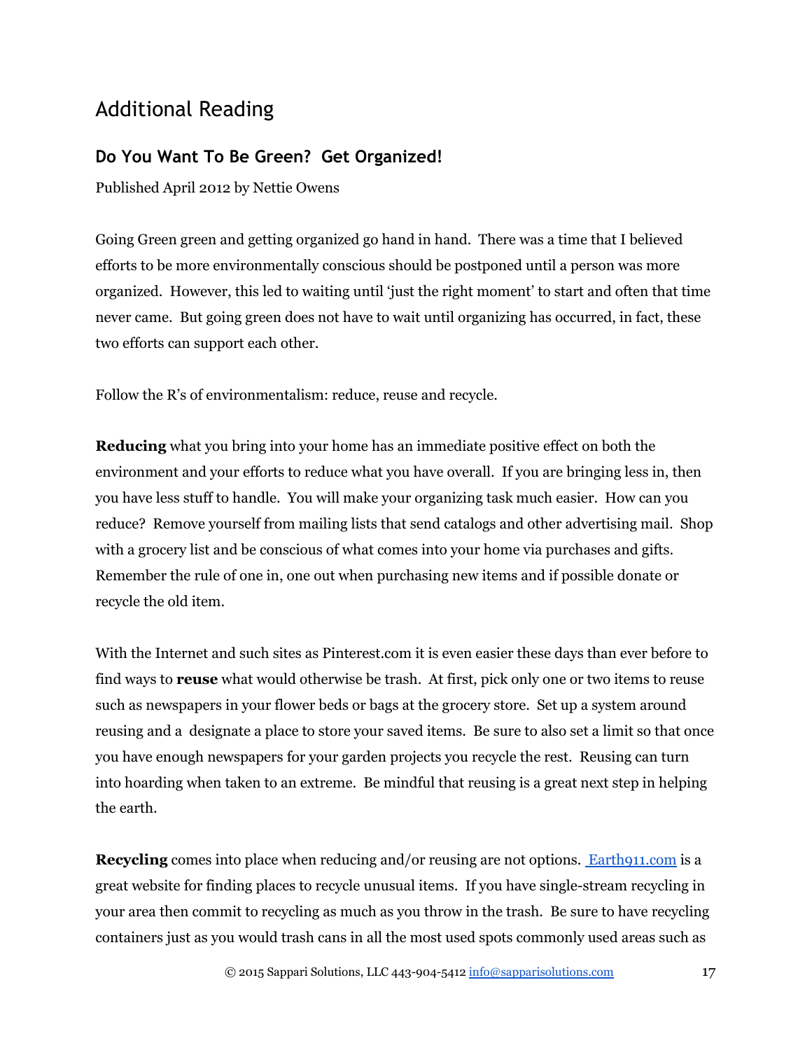# Additional Reading

## Do You Want To Be Green? Get Organized!

Published April 2012 by Nettie Owens

Going Green green and getting organized go hand in hand. There was a time that I believed efforts to be more environmentally conscious should be postponed until a person was more organized. However, this led to waiting until 'just the right moment' to start and often that time never came. But going green does not have to wait until organizing has occurred, in fact, these two efforts can support each other.

Follow the R's of environmentalism: reduce, reuse and recycle.

**Reducing** what you bring into your home has an immediate positive effect on both the environment and your efforts to reduce what you have overall. If you are bringing less in, then you have less stuff to handle. You will make your organizing task much easier. How can you reduce? Remove yourself from mailing lists that send catalogs and other advertising mail. Shop with a grocery list and be conscious of what comes into your home via purchases and gifts. Remember the rule of one in, one out when purchasing new items and if possible donate or recycle the old item.

With the Internet and such sites as Pinterest.com it is even easier these days than ever before to find ways to **reuse** what would otherwise be trash. At first, pick only one or two items to reuse such as newspapers in your flower beds or bags at the grocery store. Set up a system around reusing and a designate a place to store your saved items. Be sure to also set a limit so that once you have enough newspapers for your garden projects you recycle the rest. Reusing can turn into hoarding when taken to an extreme. Be mindful that reusing is a great next step in helping the earth.

**Recycling** comes into place when reducing and/or reusing are not options. Earth911.com is a great website for finding places to recycle unusual items. If you have single-stream recycling in your area then commit to recycling as much as you throw in the trash. Be sure to have recycling containers just as you would trash cans in all the most used spots commonly used areas such as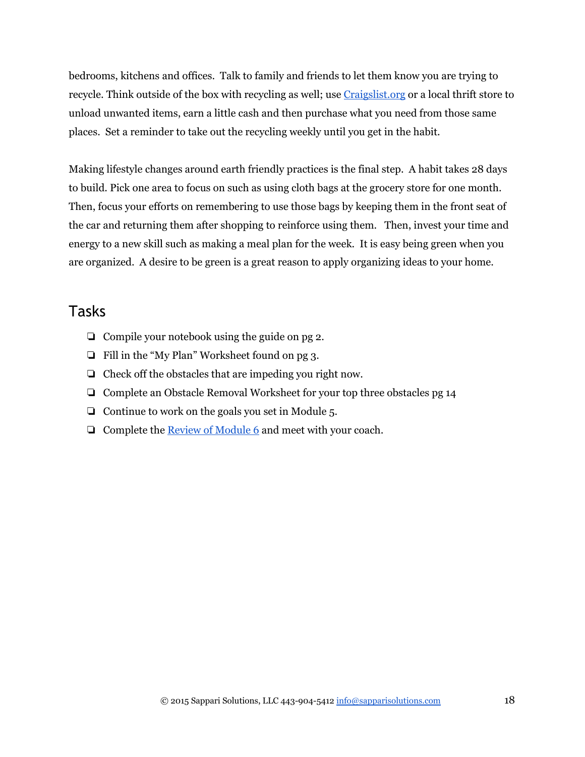bedrooms, kitchens and offices. Talk to family and friends to let them know you are trying to recycle. Think outside of the box with recycling as well; use [Craigslist.org](Craigslist.org) or a local thrift store to unload unwanted items, earn a little cash and then purchase what you need from those same places. Set a reminder to take out the recycling weekly until you get in the habit.

Making lifestyle changes around earth friendly practices is the final step. A habit takes 28 days to build. Pick one area to focus on such as using cloth bags at the grocery store for one month. Then, focus your efforts on remembering to use those bags by keeping them in the front seat of the car and returning them after shopping to reinforce using them. Then, invest your time and energy to a new skill such as making a meal plan for the week. It is easy being green when you are organized. A desire to be green is a great reason to apply organizing ideas to your home.

## Tasks

- ❏ Compile your notebook using the guide on pg 2.
- ❏ Fill in the "My Plan" Worksheet found on pg 3.
- ❏ Check off the obstacles that are impeding you right now.
- ❏ Complete an Obstacle Removal Worksheet for your top three obstacles pg 14
- ❏ Continue to work on the goals you set in Module 5.
- ❏ Complete the Review of Module 6 and meet with your coach.

© 2015 Sappari Solutions, LLC 443-904-5412 info@sapparisolutions.com